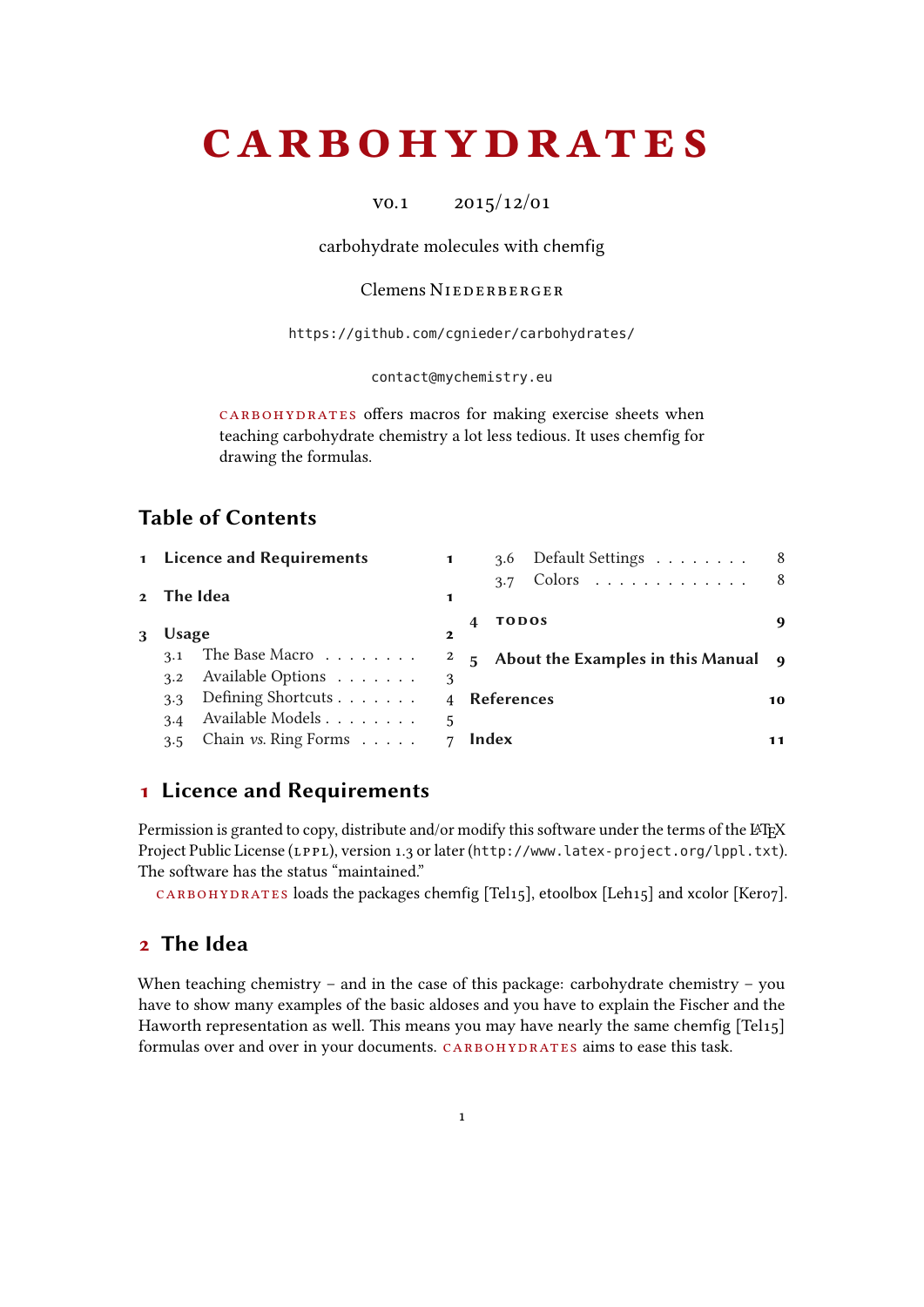# CARBOHYDRATES

v0.1 2015/12/01

carbohydrate molecules with chemfig

Clemens Niederberger

```
https://github.com/cgnieder/carbohydrates/
```

```
contact@mychemistry.eu
```

CARBOHYDRATES offers macros for making exercise sheets when teaching carbohydrate chemistry a lot less tedious. It uses chemfig for drawing the formulas.

## Table of Contents

1 Licence and Requirements . . . 1

2 The Idea . . . 1

3 Usage . . . 2

- 3.1 The Base Macro . . . 2
- 3.2 Available Options . . . 3
- 3.3 Defining Shortcuts . . . 4
- 3.4 Available Models . . . 5
- 3.5 Chain *vs.* Ring Forms . . . 7
- 3.6 Default Settings . . . 8
- 3.7 Colors . . . 8

4 TODOS . . . 9

5 About the Examples in this Manual . . . 9

References . . . 10

Index . . . 11

## 1 Licence and Requirements

Permission is granted to copy, distribute and/or modify this software under the terms of the LaTeX Project Public License (LPPL), version 1.3 or later (`http://www.latex-project.org/lppl.txt`). The software has the status "maintained."

CARBOHYDRATES loads the packages chemfig [Tel15], etoolbox [Leh15] and xcolor [Ker07].

## 2 The Idea

When teaching chemistry – and in the case of this package: carbohydrate chemistry – you have to show many examples of the basic aldoses and you have to explain the Fischer and the Haworth representation as well. This means you may have nearly the same chemfig [Tel15] formulas over and over in your documents. CARBOHYDRATES aims to ease this task.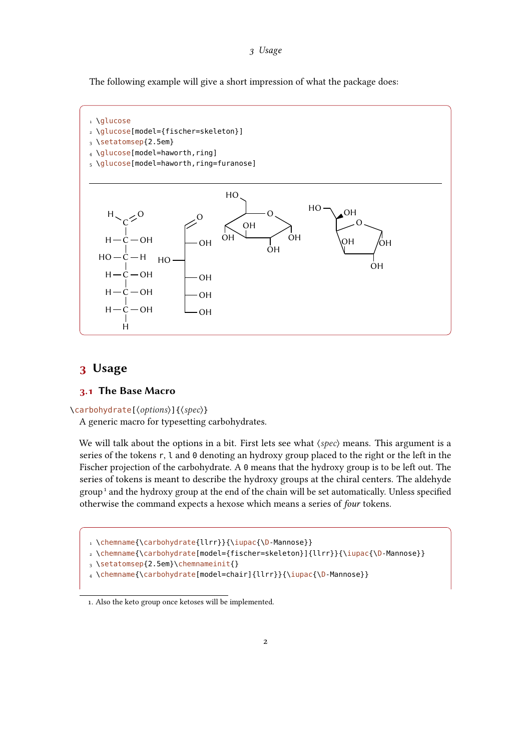The following example will give a short impression of what the package does:

```
\glucose
\glucose[model={fischer=skeleton}]
\setatomsep{2.5em}
\glucose[model=haworth,ring]
\glucose[model=haworth,ring=furanose]
```

## 3 Usage

### 3.1 The Base Macro

\carbohydrate[⟨options⟩]{⟨spec⟩}
A generic macro for typesetting carbohydrates.

We will talk about the options in a bit. First lets see what ⟨spec⟩ means. This argument is a series of the tokens r, l and 0 denoting an hydroxy group placed to the right or the left in the Fischer projection of the carbohydrate. A 0 means that the hydroxy group is to be left out. The series of tokens is meant to describe the hydroxy groups at the chiral centers. The aldehyde group[1] and the hydroxy group at the end of the chain will be set automatically. Unless specified otherwise the command expects a hexose which means a series of *four* tokens.

```
\chemname{\carbohydrate{llrr}}{\iupac{\D-Mannose}}
\chemname{\carbohydrate[model={fischer=skeleton}]{llrr}}{\iupac{\D-Mannose}}
\setatomsep{2.5em}\chemnameinit{}
\chemname{\carbohydrate[model=chair]{llrr}}{\iupac{\D-Mannose}}
```

1. Also the keto group once ketoses will be implemented.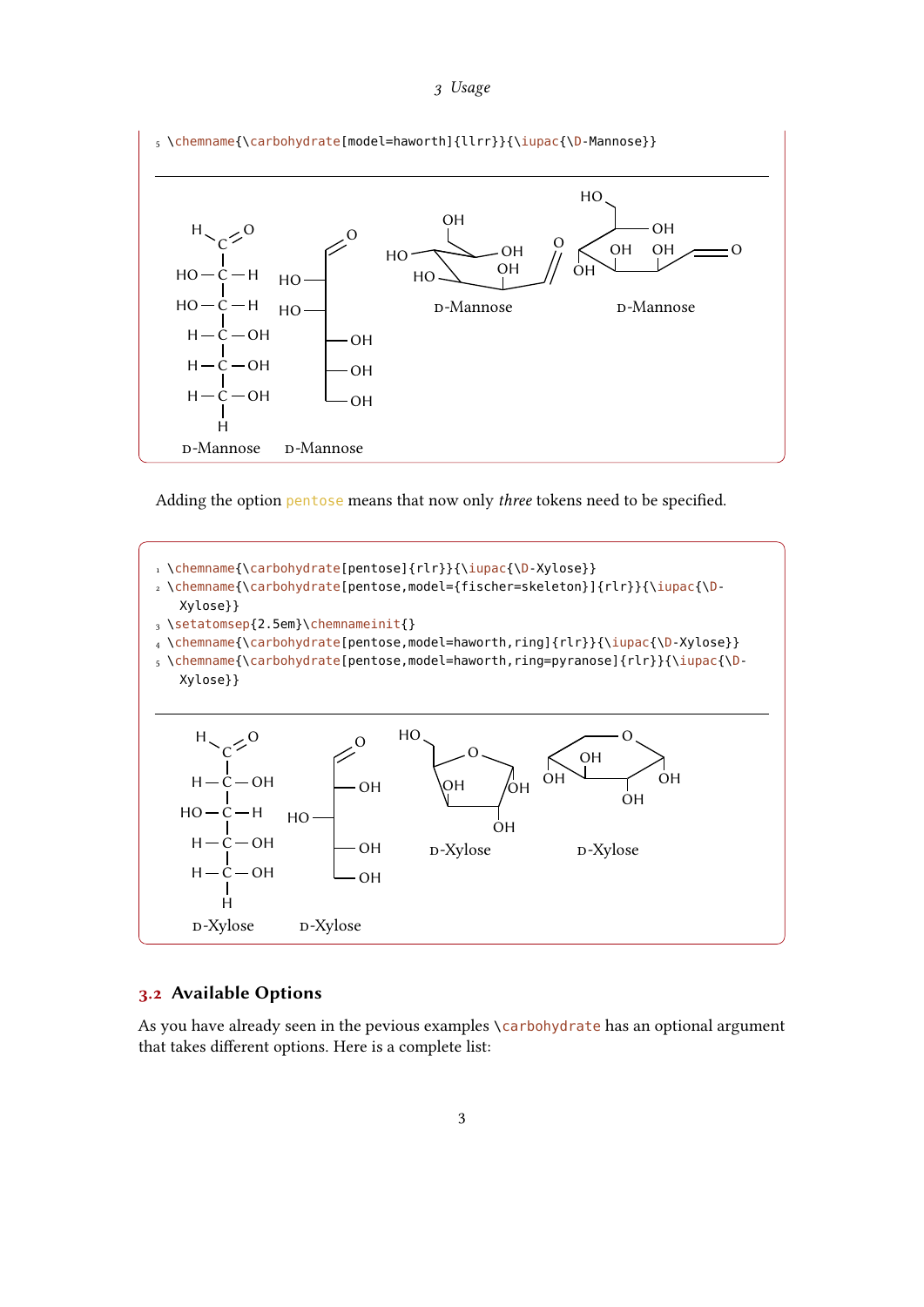```
5 \chemname{\carbohydrate[model=haworth]{llrr}}{\iupac{\D-Mannose}}
```

D-Mannose D-Mannose D-Mannose D-Mannose

Adding the option pentose means that now only *three* tokens need to be specified.

```
1 \chemname{\carbohydrate[pentose]{rlr}}{\iupac{\D-Xylose}}
2 \chemname{\carbohydrate[pentose,model={fischer=skeleton}]{rlr}}{\iupac{\D-
  Xylose}}
3 \setatomsep{2.5em}\chemnameinit{}
4 \chemname{\carbohydrate[pentose,model=haworth,ring]{rlr}}{\iupac{\D-Xylose}}
5 \chemname{\carbohydrate[pentose,model=haworth,ring=pyranose]{rlr}}{\iupac{\D-
  Xylose}}
```

D-Xylose D-Xylose D-Xylose D-Xylose

## 3.2 Available Options

As you have already seen in the pevious examples `\carbohydrate` has an optional argument that takes different options. Here is a complete list: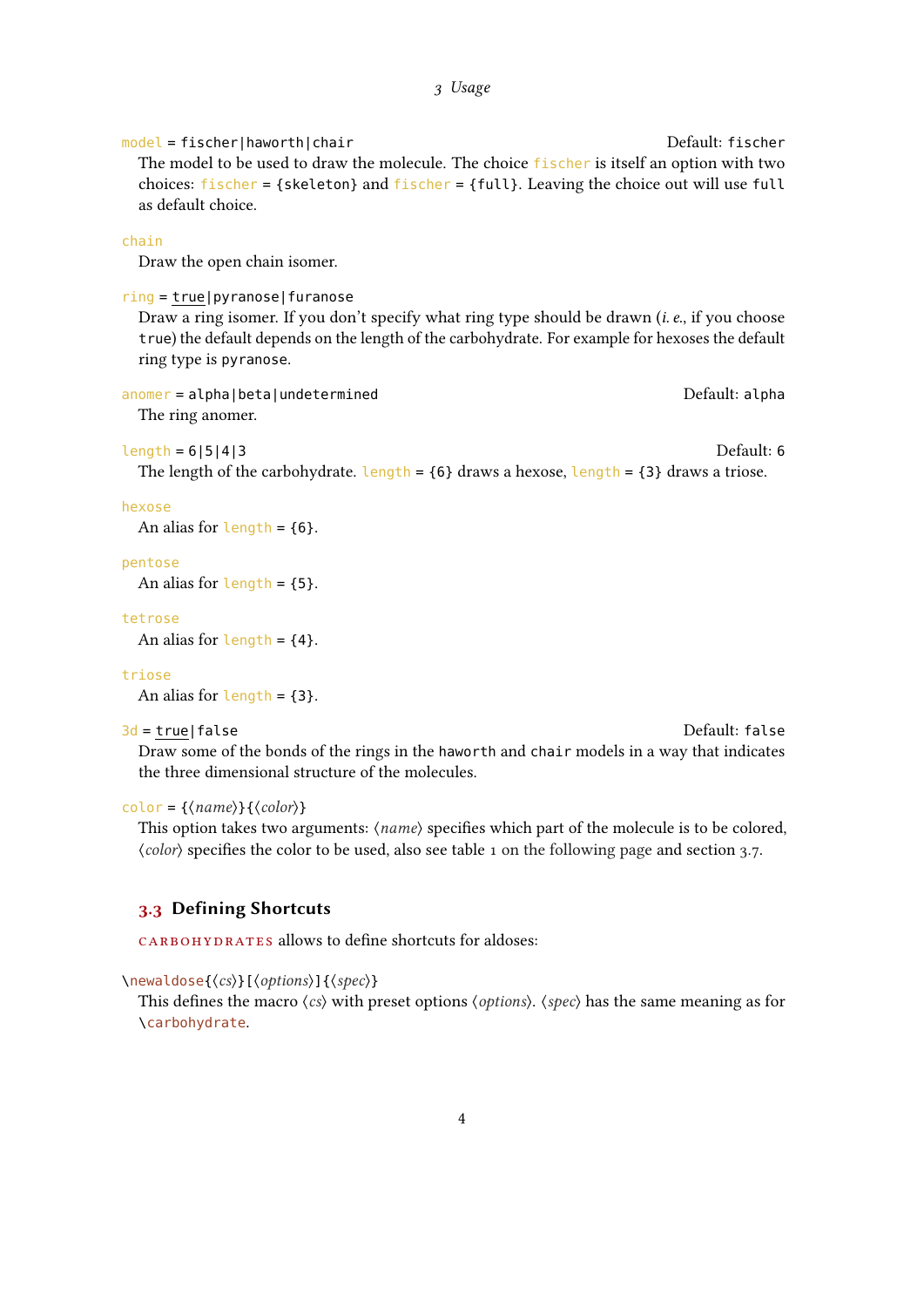`model = fischer|haworth|chair` Default: `fischer`

The model to be used to draw the molecule. The choice `fischer` is itself an option with two choices: `fischer = {skeleton}` and `fischer = {full}`. Leaving the choice out will use `full` as default choice.

`chain`

Draw the open chain isomer.

`ring = true|pyranose|furanose`

Draw a ring isomer. If you don't specify what ring type should be drawn (*i. e.*, if you choose `true`) the default depends on the length of the carbohydrate. For example for hexoses the default ring type is `pyranose`.

`anomer = alpha|beta|undetermined` Default: `alpha`

The ring anomer.

`length = 6|5|4|3` Default: `6`

The length of the carbohydrate. `length = {6}` draws a hexose, `length = {3}` draws a triose.

`hexose`

An alias for `length = {6}`.

`pentose`

An alias for `length = {5}`.

`tetrose`

An alias for `length = {4}`.

`triose`

An alias for `length = {3}`.

`3d = true|false` Default: `false`

Draw some of the bonds of the rings in the `haworth` and `chair` models in a way that indicates the three dimensional structure of the molecules.

`color = {⟨name⟩}{⟨color⟩}`

This option takes two arguments: ⟨*name*⟩ specifies which part of the molecule is to be colored, ⟨*color*⟩ specifies the color to be used, also see table 1 on the following page and section 3.7.

## 3.3 Defining Shortcuts

CARBOHYDRATES allows to define shortcuts for aldoses:

`\newaldose{⟨cs⟩}[⟨options⟩]{⟨spec⟩}`

This defines the macro ⟨*cs*⟩ with preset options ⟨*options*⟩. ⟨*spec*⟩ has the same meaning as for `\carbohydrate`.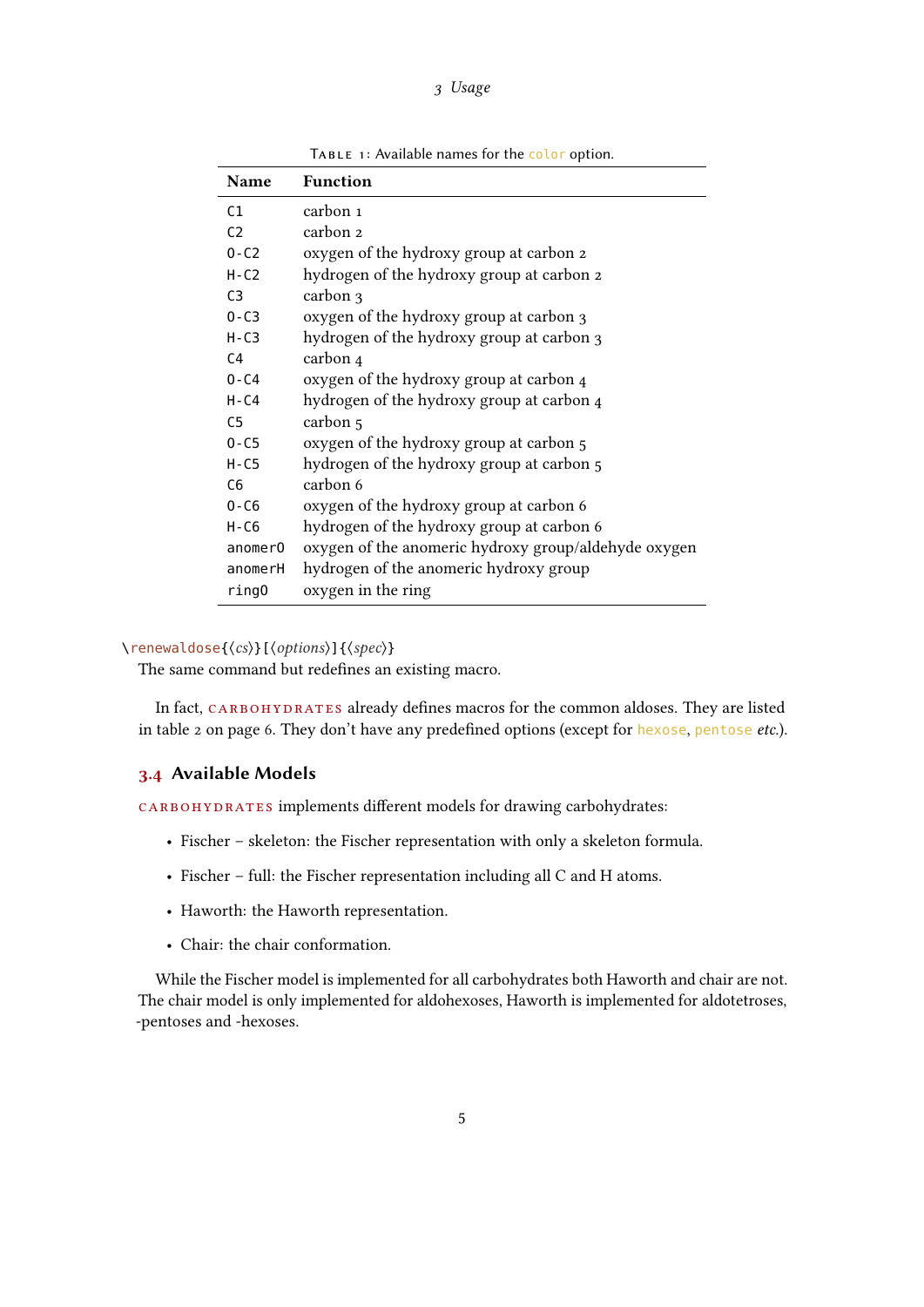Table 1: Available names for the `color` option.

| Name | Function |
|---|---|
| `C1` | carbon 1 |
| `C2` | carbon 2 |
| `O-C2` | oxygen of the hydroxy group at carbon 2 |
| `H-C2` | hydrogen of the hydroxy group at carbon 2 |
| `C3` | carbon 3 |
| `O-C3` | oxygen of the hydroxy group at carbon 3 |
| `H-C3` | hydrogen of the hydroxy group at carbon 3 |
| `C4` | carbon 4 |
| `O-C4` | oxygen of the hydroxy group at carbon 4 |
| `H-C4` | hydrogen of the hydroxy group at carbon 4 |
| `C5` | carbon 5 |
| `O-C5` | oxygen of the hydroxy group at carbon 5 |
| `H-C5` | hydrogen of the hydroxy group at carbon 5 |
| `C6` | carbon 6 |
| `O-C6` | oxygen of the hydroxy group at carbon 6 |
| `H-C6` | hydrogen of the hydroxy group at carbon 6 |
| `anomerO` | oxygen of the anomeric hydroxy group/aldehyde oxygen |
| `anomerH` | hydrogen of the anomeric hydroxy group |
| `ringO` | oxygen in the ring |

`\renewaldose{⟨cs⟩}[⟨options⟩]{⟨spec⟩}`
The same command but redefines an existing macro.

In fact, CARBOHYDRATES already defines macros for the common aldoses. They are listed in table 2 on page 6. They don't have any predefined options (except for `hexose`, `pentose` *etc.*).

## 3.4 Available Models

CARBOHYDRATES implements different models for drawing carbohydrates:

- Fischer – skeleton: the Fischer representation with only a skeleton formula.
- Fischer – full: the Fischer representation including all C and H atoms.
- Haworth: the Haworth representation.
- Chair: the chair conformation.

While the Fischer model is implemented for all carbohydrates both Haworth and chair are not. The chair model is only implemented for aldohexoses, Haworth is implemented for aldotetroses, -pentoses and -hexoses.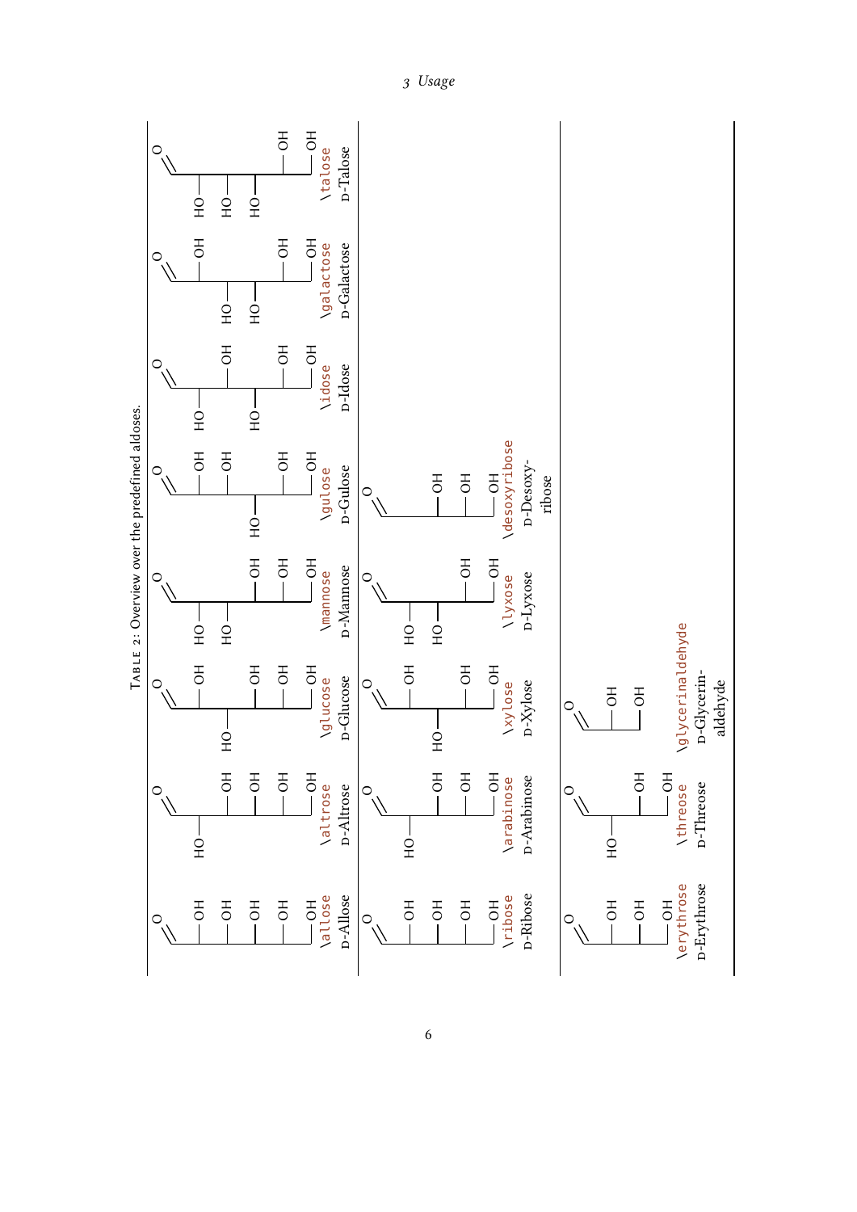Table 2: Overview over the predefined aldoses.

| | | | | | | |
|---|---|---|---|---|---|---|
| \allose<br>D-Allose | \altrose<br>D-Altrose | \glucose<br>D-Glucose | \mannose<br>D-Mannose | \gulose<br>D-Gulose | \idose<br>D-Idose | \galactose<br>D-Galactose | \talose<br>D-Talose |
| \ribose<br>D-Ribose | \arabinose<br>D-Arabinose | \xylose<br>D-Xylose | \lyxose<br>D-Lyxose | \desoxyribose<br>D-Desoxy-ribose | | | |
| \erythrose<br>D-Erythrose | \threose<br>D-Threose | \glycerinaldehyde<br>D-Glycerin-aldehyde | | | | | |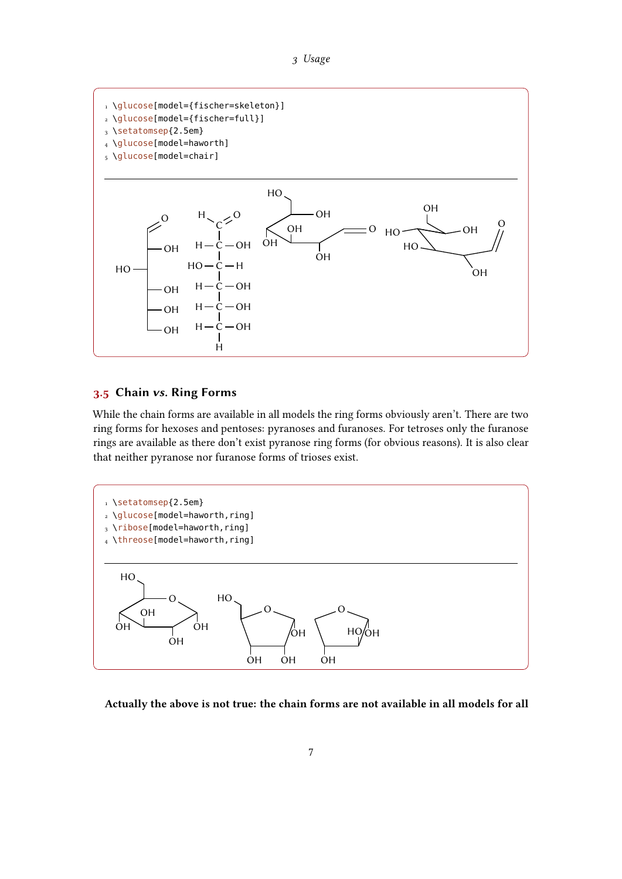```
\glucose[model={fischer=skeleton}]
\glucose[model={fischer=full}]
\setatomsep{2.5em}
\glucose[model=haworth]
\glucose[model=chair]
```

## 3.5 Chain *vs.* Ring Forms

While the chain forms are available in all models the ring forms obviously aren't. There are two ring forms for hexoses and pentoses: pyranoses and furanoses. For tetroses only the furanose rings are available as there don't exist pyranose ring forms (for obvious reasons). It is also clear that neither pyranose nor furanose forms of trioses exist.

```
\setatomsep{2.5em}
\glucose[model=haworth,ring]
\ribose[model=haworth,ring]
\threose[model=haworth,ring]
```

**Actually the above is not true: the chain forms are not available in all models for all**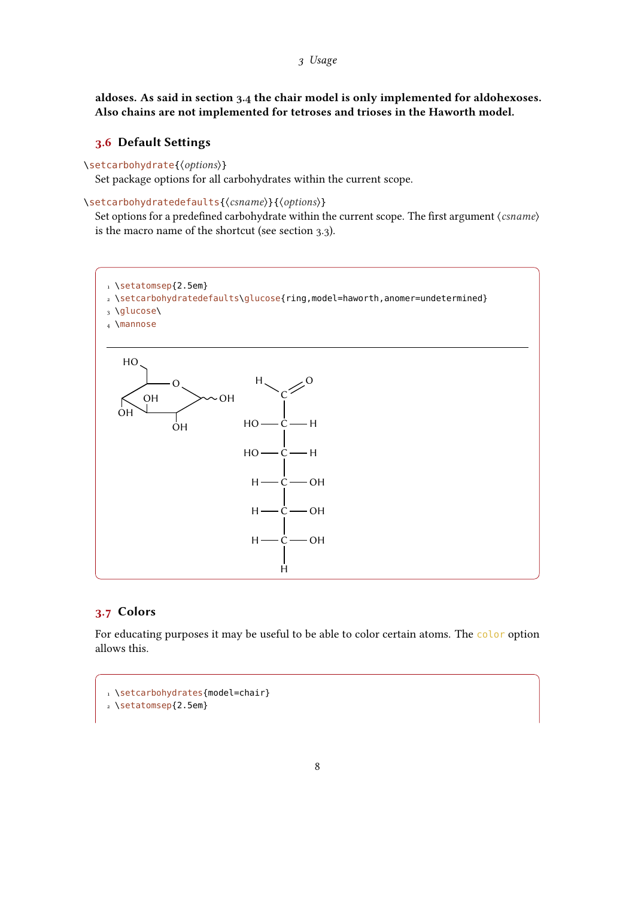**aldoses. As said in section 3.4 the chair model is only implemented for aldohexoses. Also chains are not implemented for tetroses and trioses in the Haworth model.**

## 3.6 Default Settings

`\setcarbohydrate{⟨options⟩}`

Set package options for all carbohydrates within the current scope.

`\setcarbohydratedefaults{⟨csname⟩}{⟨options⟩}`

Set options for a predefined carbohydrate within the current scope. The first argument ⟨*csname*⟩ is the macro name of the shortcut (see section 3.3).

```
\setatomsep{2.5em}
\setcarbohydratedefaults\glucose{ring,model=haworth,anomer=undetermined}
\glucose\
\mannose
```

## 3.7 Colors

For educating purposes it may be useful to be able to color certain atoms. The `color` option allows this.

```
\setcarbohydrates{model=chair}
\setatomsep{2.5em}
```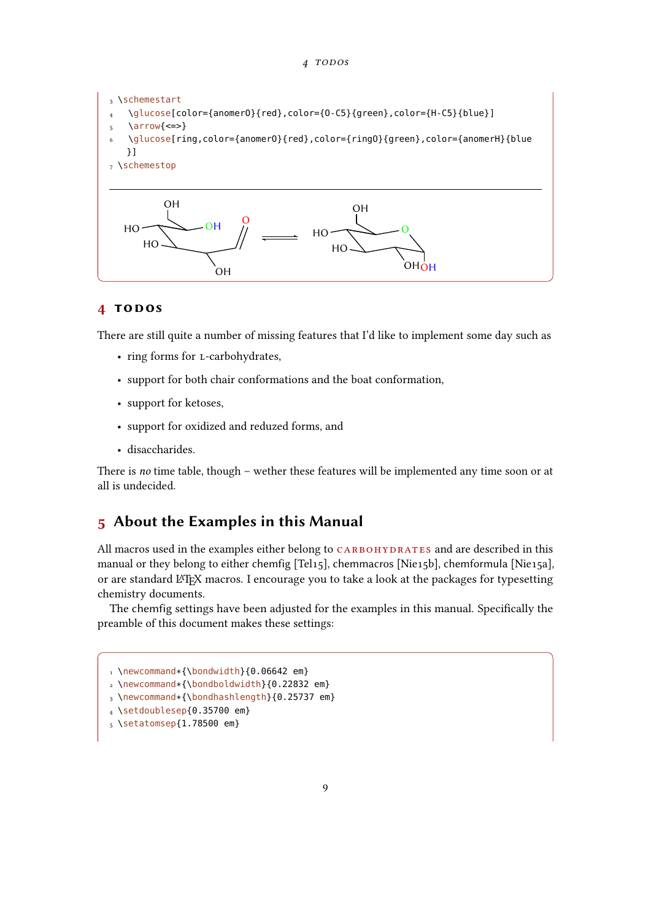```
3 \schemestart
4   \glucose[color={anomerO}{red},color={O-C5}{green},color={H-C5}{blue}]
5   \arrow{<=>}
6   \glucose[ring,color={anomerO}{red},color={ringO}{green},color={anomerH}{blue
  }]
7 \schemestop
```

## 4 TODOS

There are still quite a number of missing features that I'd like to implement some day such as

- ring forms for L-carbohydrates,
- support for both chair conformations and the boat conformation,
- support for ketoses,
- support for oxidized and reduzed forms, and
- disaccharides.

There is *no* time table, though – wether these features will be implemented any time soon or at all is undecided.

## 5 About the Examples in this Manual

All macros used in the examples either belong to CARBOHYDRATES and are described in this manual or they belong to either chemfig [Tel15], chemmacros [Nie15b], chemformula [Nie15a], or are standard LaTeX macros. I encourage you to take a look at the packages for typesetting chemistry documents.

The chemfig settings have been adjusted for the examples in this manual. Specifically the preamble of this document makes these settings:

```
1 \newcommand*{\bondwidth}{0.06642 em}
2 \newcommand*{\bondboldwidth}{0.22832 em}
3 \newcommand*{\bondhashlength}{0.25737 em}
4 \setdoublesep{0.35700 em}
5 \setatomsep{1.78500 em}
```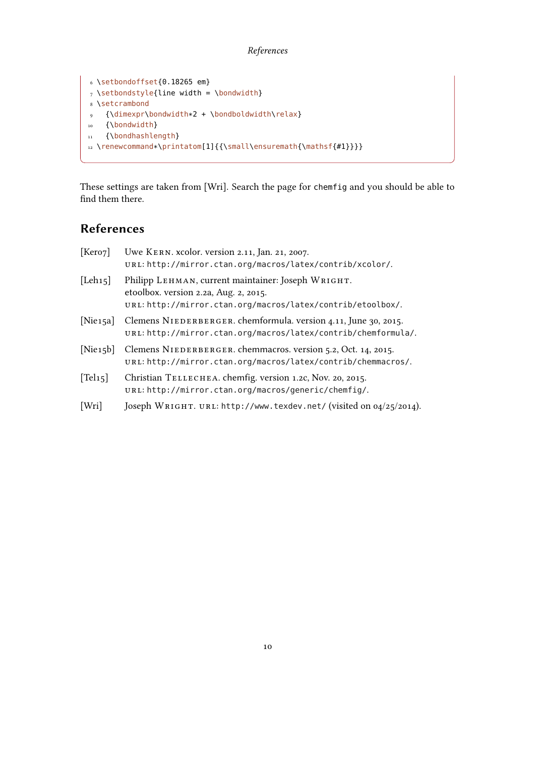```
\setbondoffset{0.18265 em}
\setbondstyle{line width = \bondwidth}
\setcrambond
  {\dimexpr\bondwidth*2 + \bondboldwidth\relax}
  {\bondwidth}
  {\bondhashlength}
\renewcommand*\printatom[1]{{\small\ensuremath{\mathsf{#1}}}}
```

These settings are taken from [Wri]. Search the page for `chemfig` and you should be able to find them there.

## References

[Ker07] Uwe Kern. xcolor. version 2.11, Jan. 21, 2007.
URL: http://mirror.ctan.org/macros/latex/contrib/xcolor/.

[Leh15] Philipp Lehman, current maintainer: Joseph Wright.
etoolbox. version 2.2a, Aug. 2, 2015.
URL: http://mirror.ctan.org/macros/latex/contrib/etoolbox/.

[Nie15a] Clemens Niederberger. chemformula. version 4.11, June 30, 2015.
URL: http://mirror.ctan.org/macros/latex/contrib/chemformula/.

[Nie15b] Clemens Niederberger. chemmacros. version 5.2, Oct. 14, 2015.
URL: http://mirror.ctan.org/macros/latex/contrib/chemmacros/.

[Tel15] Christian Tellechea. chemfig. version 1.2c, Nov. 20, 2015.
URL: http://mirror.ctan.org/macros/generic/chemfig/.

[Wri] Joseph Wright. URL: http://www.texdev.net/ (visited on 04/25/2014).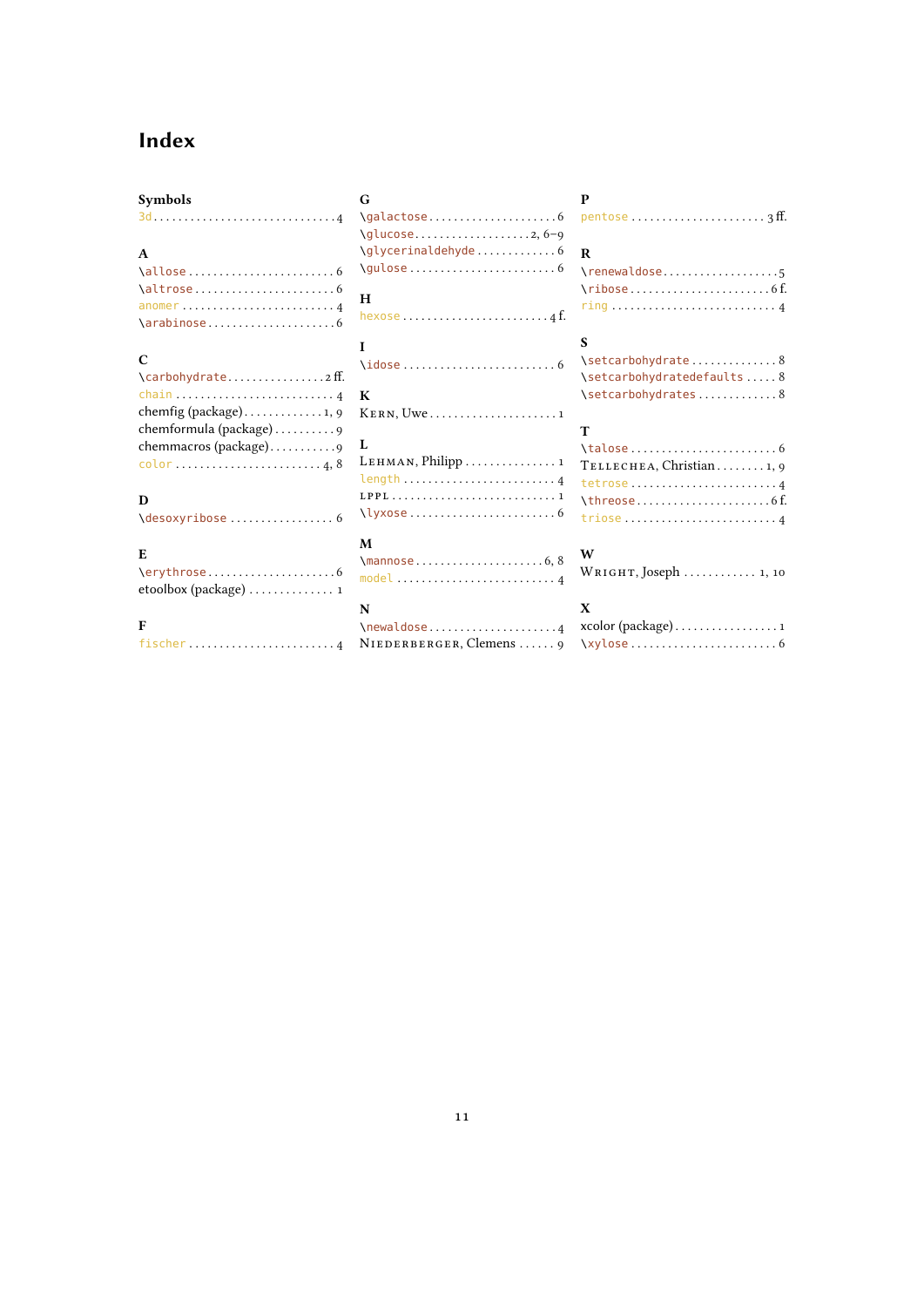# Index

**Symbols**

3d . . . . . 4

**A**

\allose . . . . . 6
\altrose . . . . . 6
anomer . . . . . 4
\arabinose . . . . . 6

**C**

\carbohydrate . . . . . 2 ff.
chain . . . . . 4
chemfig (package) . . . . . 1, 9
chemformula (package) . . . . . 9
chemmacros (package) . . . . . 9
color . . . . . 4, 8

**D**

\desoxyribose . . . . . 6

**E**

\erythrose . . . . . 6
etoolbox (package) . . . . . 1

**F**

fischer . . . . . 4

**G**

\galactose . . . . . 6
\glucose . . . . . 2, 6–9
\glycerinaldehyde . . . . . 6
\gulose . . . . . 6

**H**

hexose . . . . . 4 f.

**I**

\idose . . . . . 6

**K**

Kern, Uwe . . . . . 1

**L**

Lehman, Philipp . . . . . 1
length . . . . . 4
LPPL . . . . . 1
\lyxose . . . . . 6

**M**

\mannose . . . . . 6, 8
model . . . . . 4

**N**

\newaldose . . . . . 4
Niederberger, Clemens . . . . . 9

**P**

pentose . . . . . 3 ff.

**R**

\renewaldose . . . . . 5
\ribose . . . . . 6 f.
ring . . . . . 4

**S**

\setcarbohydrate . . . . . 8
\setcarbohydratedefaults . . . . . 8
\setcarbohydrates . . . . . 8

**T**

\talose . . . . . 6
Tellechea, Christian . . . . . 1, 9
tetrose . . . . . 4
\threose . . . . . 6 f.
triose . . . . . 4

**W**

Wright, Joseph . . . . . 1, 10

**X**

xcolor (package) . . . . . 1
\xylose . . . . . 6